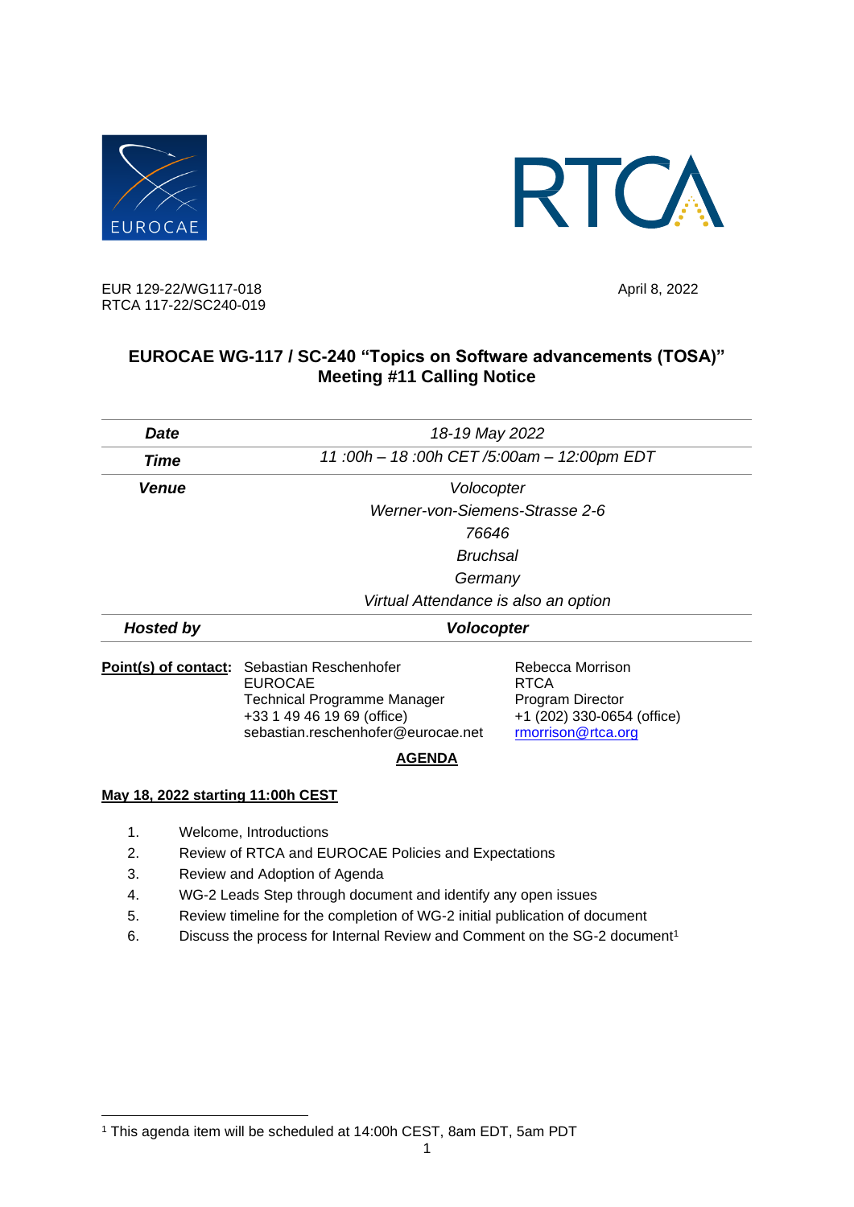EUR 129-22/WG117-018
RTCA 117-22/SC240-019

April 8, 2022

## EUROCAE WG-117 / SC-240 "Topics on Software advancements (TOSA)" Meeting #11 Calling Notice

| | |
|---|---|
| ***Date*** | *18-19 May 2022* |
| ***Time*** | *11 :00h – 18 :00h CET /5:00am – 12:00pm EDT* |
| ***Venue*** | *Volocopter*<br>*Werner-von-Siemens-Strasse 2-6*<br>*76646*<br>*Bruchsal*<br>*Germany*<br>*Virtual Attendance is also an option* |
| ***Hosted by*** | ***Volocopter*** |

**Point(s) of contact:**

Sebastian Reschenhofer
EUROCAE
Technical Programme Manager
+33 1 49 46 19 69 (office)
sebastian.reschenhofer@eurocae.net

Rebecca Morrison
RTCA
Program Director
+1 (202) 330-0654 (office)
rmorrison@rtca.org

**AGENDA**

**May 18, 2022 starting 11:00h CEST**

1. Welcome, Introductions
2. Review of RTCA and EUROCAE Policies and Expectations
3. Review and Adoption of Agenda
4. WG-2 Leads Step through document and identify any open issues
5. Review timeline for the completion of WG-2 initial publication of document
6. Discuss the process for Internal Review and Comment on the SG-2 document[1]

[1] This agenda item will be scheduled at 14:00h CEST, 8am EDT, 5am PDT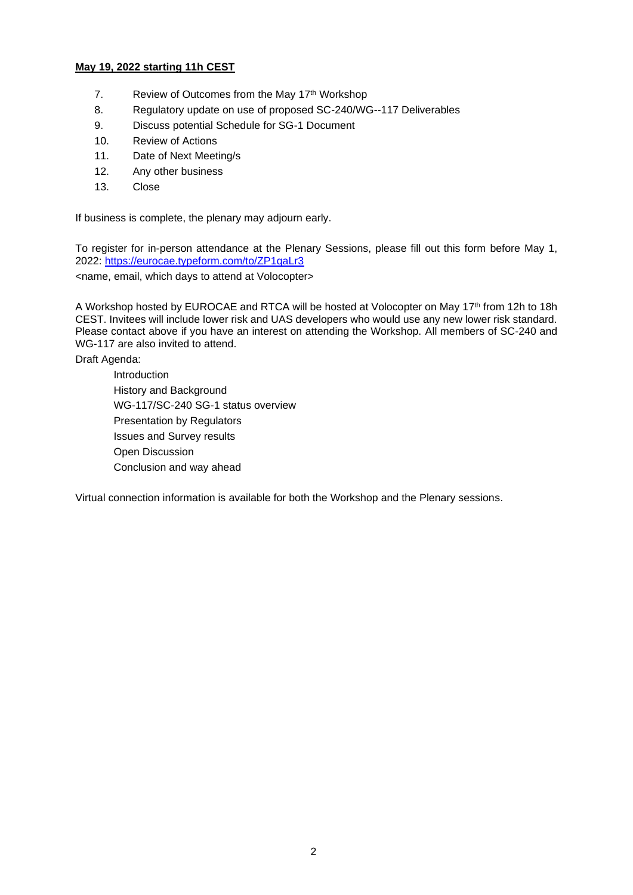**<u>May 19, 2022 starting 11h CEST</u>**

7. Review of Outcomes from the May 17th Workshop
8. Regulatory update on use of proposed SC-240/WG--117 Deliverables
9. Discuss potential Schedule for SG-1 Document
10. Review of Actions
11. Date of Next Meeting/s
12. Any other business
13. Close

If business is complete, the plenary may adjourn early.

To register for in-person attendance at the Plenary Sessions, please fill out this form before May 1, 2022: [https://eurocae.typeform.com/to/ZP1qaLr3](https://eurocae.typeform.com/to/ZP1qaLr3)

<name, email, which days to attend at Volocopter>

A Workshop hosted by EUROCAE and RTCA will be hosted at Volocopter on May 17th from 12h to 18h CEST. Invitees will include lower risk and UAS developers who would use any new lower risk standard. Please contact above if you have an interest on attending the Workshop. All members of SC-240 and WG-117 are also invited to attend.

Draft Agenda:

- Introduction
- History and Background
- WG-117/SC-240 SG-1 status overview
- Presentation by Regulators
- Issues and Survey results
- Open Discussion
- Conclusion and way ahead

Virtual connection information is available for both the Workshop and the Plenary sessions.